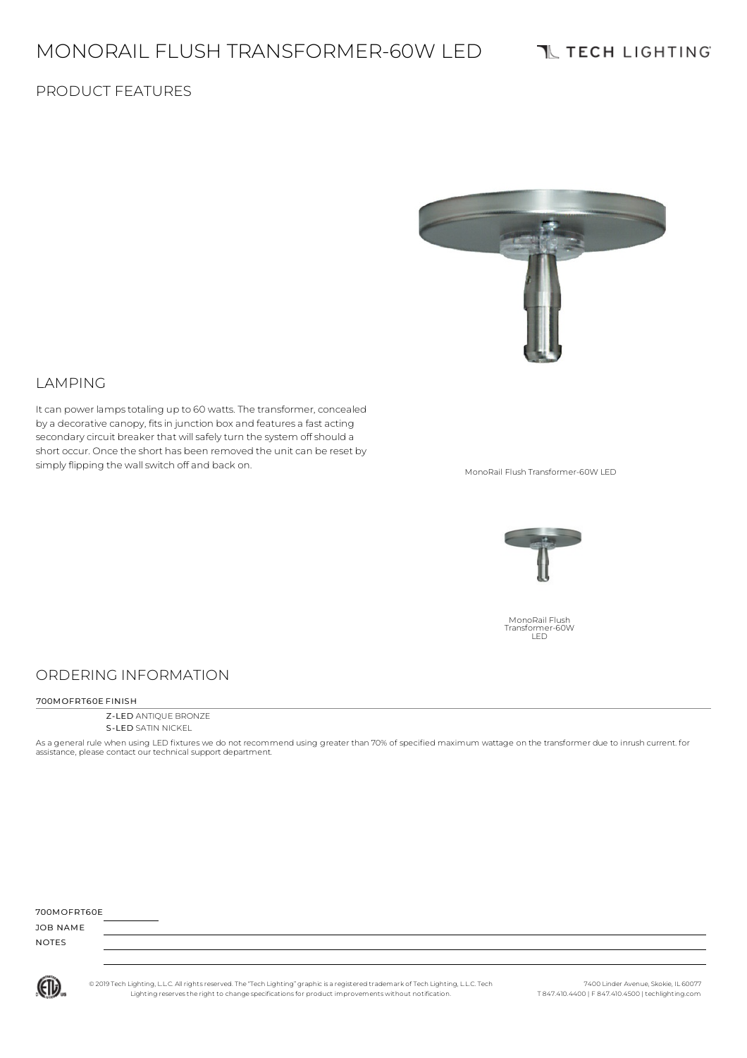# MONORAIL FLUSH TRANSFORMER-60W LED

TECH LIGHTING

## PRODUCT FEATURES

MonoRail Flush Transformer-60W LED

MonoRail Flush Transformer-60W LED

## LAMPING

It can power lamps totaling up to 60 watts. The transformer, concealed by a decorative canopy, fits in junction box and features a fast acting secondary circuit breaker that will safely turn the system off should a short occur. Once the short has been removed the unit can be reset by simply flipping the wall switch off and back on.

## ORDERING INFORMATION

700MOFRT60E FINISH

**Z-LED** ANTIQUE BRONZE
**S-LED** SATIN NICKEL

As a general rule when using LED fixtures we do not recommend using greater than 70% of specified maximum wattage on the transformer due to inrush current. for assistance, please contact our technical support department.

700MOFRT60E ________

JOB NAME ________

NOTES ________

© 2019 Tech Lighting, L.L.C. All rights reserved. The "Tech Lighting" graphic is a registered trademark of Tech Lighting, L.L.C. Tech Lighting reserves the right to change specifications for product improvements without notification.

7400 Linder Avenue, Skokie, IL 60077
T 847.410.4400 | F 847.410.4500 | techlighting.com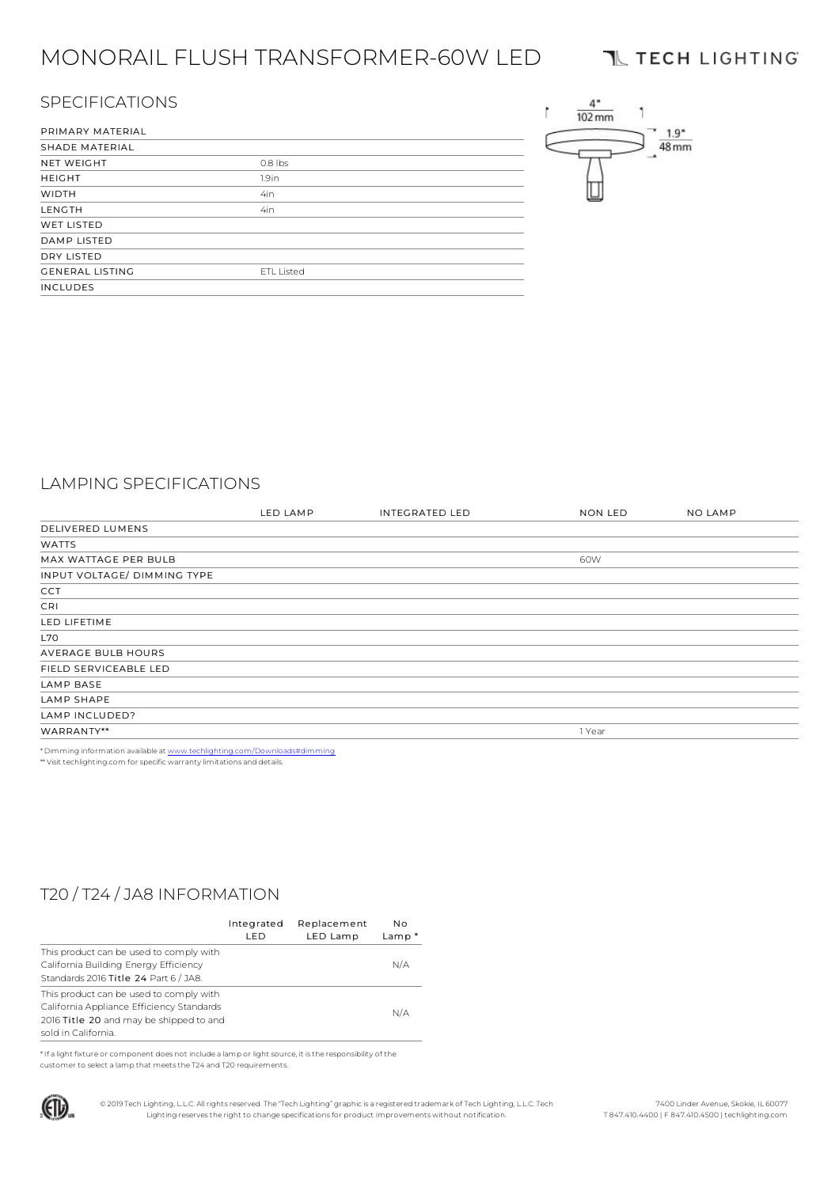# MONORAIL FLUSH TRANSFORMER-60W LED

TECH LIGHTING

## SPECIFICATIONS

| | |
|---|---|
| PRIMARY MATERIAL | |
| SHADE MATERIAL | |
| NET WEIGHT | 0.8 lbs |
| HEIGHT | 1.9in |
| WIDTH | 4in |
| LENGTH | 4in |
| WET LISTED | |
| DAMP LISTED | |
| DRY LISTED | |
| GENERAL LISTING | ETL Listed |
| INCLUDES | |

4"
102 mm

1.9"
48 mm

## LAMPING SPECIFICATIONS

| | LED LAMP | INTEGRATED LED | NON LED | NO LAMP |
|---|---|---|---|---|
| DELIVERED LUMENS | | | | |
| WATTS | | | | |
| MAX WATTAGE PER BULB | | | 60W | |
| INPUT VOLTAGE/ DIMMING TYPE | | | | |
| CCT | | | | |
| CRI | | | | |
| LED LIFETIME | | | | |
| L70 | | | | |
| AVERAGE BULB HOURS | | | | |
| FIELD SERVICEABLE LED | | | | |
| LAMP BASE | | | | |
| LAMP SHAPE | | | | |
| LAMP INCLUDED? | | | | |
| WARRANTY** | | | 1 Year | |

* Dimming information available at www.techlighting.com/Downloads#dimming
** Visit techlighting.com for specific warranty limitations and details.

## T20 / T24 / JA8 INFORMATION

| | Integrated LED | Replacement LED Lamp | No Lamp * |
|---|---|---|---|
| This product can be used to comply with California Building Energy Efficiency Standards 2016 Title 24 Part 6 / JA8. | | | N/A |
| This product can be used to comply with California Appliance Efficiency Standards 2016 Title 20 and may be shipped to and sold in California. | | | N/A |

* If a light fixture or component does not include a lamp or light source, it is the responsibility of the customer to select a lamp that meets the T24 and T20 requirements.

© 2019 Tech Lighting, L.L.C. All rights reserved. The "Tech Lighting" graphic is a registered trademark of Tech Lighting, L.L.C. Tech Lighting reserves the right to change specifications for product improvements without notification.

7400 Linder Avenue, Skokie, IL 60077
T 847.410.4400 | F 847.410.4500 | techlighting.com